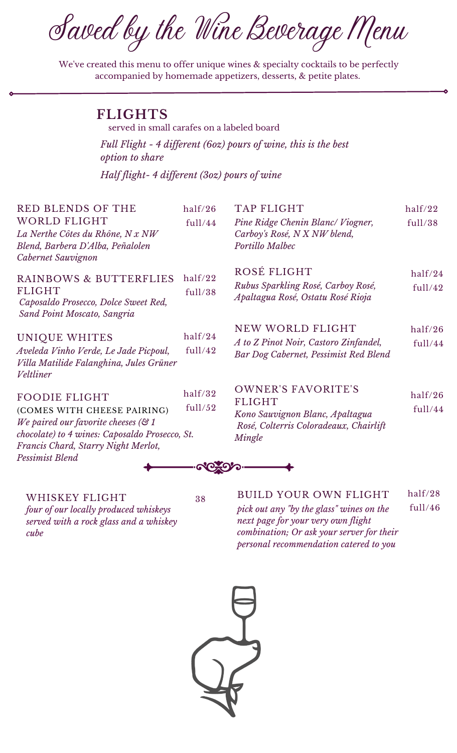# Saved by the Wine Beverage Menu

We've created this menu to offer unique wines & specialty cocktails to be perfectly accompanied by homemade appetizers, desserts, & petite plates.

## FLIGHTS

served in small carafes on a labeled board

*Full Flight - 4 different (6oz) pours of wine, this is the best option to share*

*Half flight- 4 different (3oz) pours of wine*

### RED BLENDS OF THE WORLD FLIGHT
half/26 full/44

*La Nerthe Côtes du Rhône, N x NW Blend, Barbera D'Alba, Peñalolen Cabernet Sauvignon*

### RAINBOWS & BUTTERFLIES FLIGHT
half/22 full/38

*Caposaldo Prosecco, Dolce Sweet Red, Sand Point Moscato, Sangria*

### UNIQUE WHITES
half/24 full/42

*Aveleda Vinho Verde, Le Jade Picpoul, Villa Matilide Falanghina, Jules Grüner Veltliner*

### FOODIE FLIGHT
half/32 full/52

(COMES WITH CHEESE PAIRING)

*We paired our favorite cheeses (& 1 chocolate) to 4 wines: Caposaldo Prosecco, St. Francis Chard, Starry Night Merlot, Pessimist Blend*

### TAP FLIGHT
half/22 full/38

*Pine Ridge Chenin Blanc/ Viogner, Carboy's Rosé, N X NW blend, Portillo Malbec*

### ROSÉ FLIGHT
half/24 full/42

*Rubus Sparkling Rosé, Carboy Rosé, Apaltagua Rosé, Ostatu Rosé Rioja*

### NEW WORLD FLIGHT
half/26 full/44

*A to Z Pinot Noir, Castoro Zinfandel, Bar Dog Cabernet, Pessimist Red Blend*

### OWNER'S FAVORITE'S FLIGHT
half/26 full/44

*Kono Sauvignon Blanc, Apaltagua Rosé, Colterris Coloradeaux, Chairlift Mingle*

### WHISKEY FLIGHT
38

*four of our locally produced whiskeys served with a rock glass and a whiskey cube*

### BUILD YOUR OWN FLIGHT
half/28 full/46

*pick out any "by the glass" wines on the next page for your very own flight combination; Or ask your server for their personal recommendation catered to you*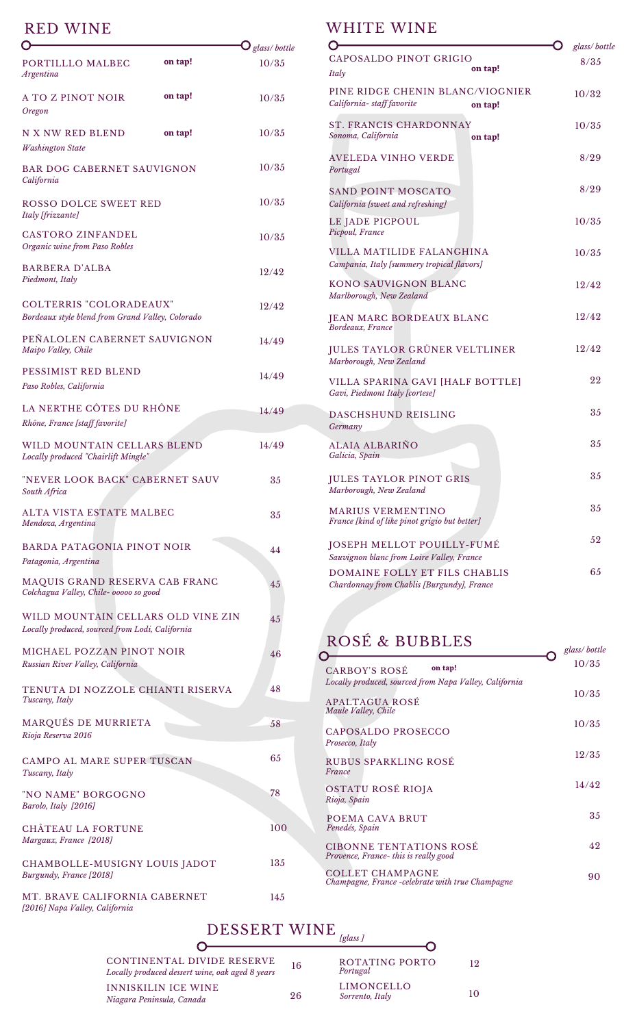## RED WINE

| | | glass/ bottle |
|---|---|---|
| PORTILLLO MALBEC *Argentina* | on tap! | 10/35 |
| A TO Z PINOT NOIR *Oregon* | on tap! | 10/35 |
| N X NW RED BLEND *Washington State* | on tap! | 10/35 |
| BAR DOG CABERNET SAUVIGNON *California* | | 10/35 |
| ROSSO DOLCE SWEET RED *Italy [frizzante]* | | 10/35 |
| CASTORO ZINFANDEL *Organic wine from Paso Robles* | | 10/35 |
| BARBERA D'ALBA *Piedmont, Italy* | | 12/42 |
| COLTERRIS "COLORADEAUX" *Bordeaux style blend from Grand Valley, Colorado* | | 12/42 |
| PEÑALOLEN CABERNET SAUVIGNON *Maipo Valley, Chile* | | 14/49 |
| PESSIMIST RED BLEND *Paso Robles, California* | | 14/49 |
| LA NERTHE CÔTES DU RHÔNE *Rhône, France [staff favorite]* | | 14/49 |
| WILD MOUNTAIN CELLARS BLEND *Locally produced "Chairlift Mingle"* | | 14/49 |
| "NEVER LOOK BACK" CABERNET SAUV *South Africa* | | 35 |
| ALTA VISTA ESTATE MALBEC *Mendoza, Argentina* | | 35 |
| BARDA PATAGONIA PINOT NOIR *Patagonia, Argentina* | | 44 |
| MAQUIS GRAND RESERVA CAB FRANC *Colchagua Valley, Chile- ooooo so good* | | 45 |
| WILD MOUNTAIN CELLARS OLD VINE ZIN *Locally produced, sourced from Lodi, California* | | 45 |
| MICHAEL POZZAN PINOT NOIR *Russian River Valley, California* | | 46 |
| TENUTA DI NOZZOLE CHIANTI RISERVA *Tuscany, Italy* | | 48 |
| MARQUÉS DE MURRIETA *Rioja Reserva 2016* | | 58 |
| CAMPO AL MARE SUPER TUSCAN *Tuscany, Italy* | | 65 |
| "NO NAME" BORGOGNO *Barolo, Italy [2016]* | | 78 |
| CHÂTEAU LA FORTUNE *Margaux, France [2018]* | | 100 |
| CHAMBOLLE-MUSIGNY LOUIS JADOT *Burgundy, France [2018]* | | 135 |
| MT. BRAVE CALIFORNIA CABERNET *[2016] Napa Valley, California* | | 145 |

## WHITE WINE

| | | glass/ bottle |
|---|---|---|
| CAPOSALDO PINOT GRIGIO *Italy* | on tap! | 8/35 |
| PINE RIDGE CHENIN BLANC/VIOGNIER *California- staff favorite* | on tap! | 10/32 |
| ST. FRANCIS CHARDONNAY *Sonoma, California* | on tap! | 10/35 |
| AVELEDA VINHO VERDE *Portugal* | | 8/29 |
| SAND POINT MOSCATO *California [sweet and refreshing]* | | 8/29 |
| LE JADE PICPOUL *Picpoul, France* | | 10/35 |
| VILLA MATILIDE FALANGHINA *Campania, Italy [summery tropical flavors]* | | 10/35 |
| KONO SAUVIGNON BLANC *Marlborough, New Zealand* | | 12/42 |
| JEAN MARC BORDEAUX BLANC *Bordeaux, France* | | 12/42 |
| JULES TAYLOR GRÜNER VELTLINER *Marborough, New Zealand* | | 12/42 |
| VILLA SPARINA GAVI [HALF BOTTLE] *Gavi, Piedmont Italy [cortese]* | | 22 |
| DASCHSHUND REISLING *Germany* | | 35 |
| ALAIA ALBARIÑO *Galicia, Spain* | | 35 |
| JULES TAYLOR PINOT GRIS *Marborough, New Zealand* | | 35 |
| MARIUS VERMENTINO *France [kind of like pinot grigio but better]* | | 35 |
| JOSEPH MELLOT POUILLY-FUMÉ *Sauvignon blanc from Loire Valley, France* | | 52 |
| DOMAINE FOLLY ET FILS CHABLIS *Chardonnay from Chablis [Burgundy], France* | | 65 |

## ROSÉ & BUBBLES

| | | glass/ bottle |
|---|---|---|
| CARBOY'S ROSÉ *Locally produced, sourced from Napa Valley, California* | on tap! | 10/35 |
| APALTAGUA ROSÉ *Maule Valley, Chile* | | 10/35 |
| CAPOSALDO PROSECCO *Prosecco, Italy* | | 10/35 |
| RUBUS SPARKLING ROSÉ *France* | | 12/35 |
| OSTATU ROSÉ RIOJA *Rioja, Spain* | | 14/42 |
| POEMA CAVA BRUT *Penedés, Spain* | | 35 |
| CIBONNE TENTATIONS ROSÉ *Provence, France- this is really good* | | 42 |
| COLLET CHAMPAGNE *Champagne, France -celebrate with true Champagne* | | 90 |

## DESSERT WINE *[glass]*

| | |
|---|---|
| CONTINENTAL DIVIDE RESERVE *Locally produced dessert wine, oak aged 8 years* | 16 |
| INNISKILIN ICE WINE *Niagara Peninsula, Canada* | 26 |
| ROTATING PORTO *Portugal* | 12 |
| LIMONCELLO *Sorrento, Italy* | 10 |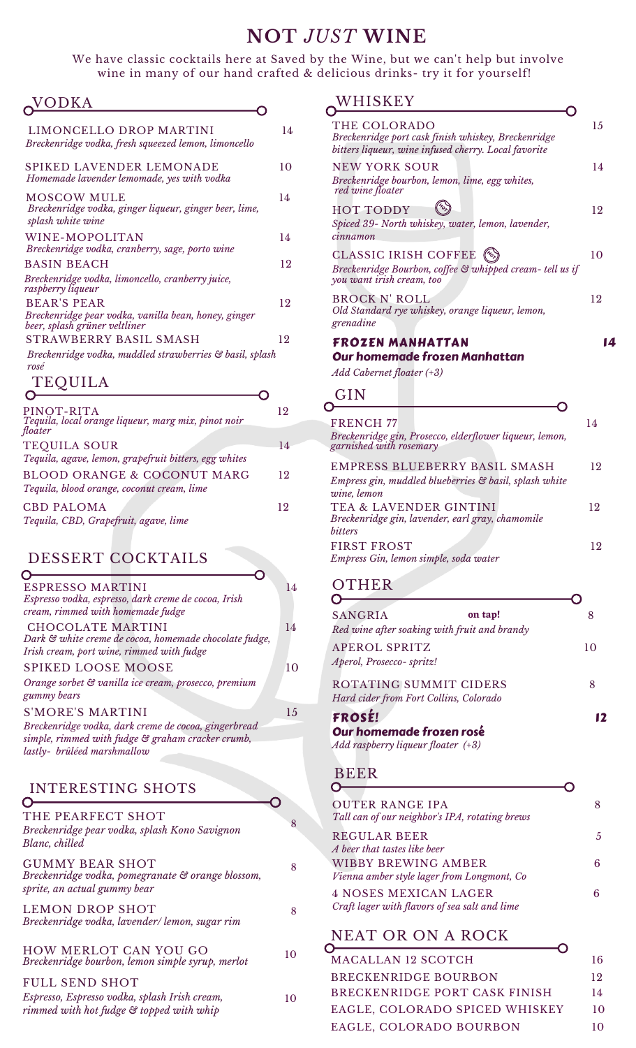# NOT *JUST* WINE

We have classic cocktails here at Saved by the Wine, but we can't help but involve wine in many of our hand crafted & delicious drinks- try it for yourself!

## VODKA

**LIMONCELLO DROP MARTINI** — 14
*Breckenridge vodka, fresh squeezed lemon, limoncello*

**SPIKED LAVENDER LEMONADE** — 10
*Homemade lavender lemonade, yes with vodka*

**MOSCOW MULE** — 14
*Breckenridge vodka, ginger liqueur, ginger beer, lime, splash white wine*

**WINE-MOPOLITAN** — 14
*Breckenridge vodka, cranberry, sage, porto wine*

**BASIN BEACH** — 12
*Breckenridge vodka, limoncello, cranberry juice, raspberry liqueur*

**BEAR'S PEAR** — 12
*Breckenridge pear vodka, vanilla bean, honey, ginger beer, splash grüner veltliner*

**STRAWBERRY BASIL SMASH** — 12
*Breckenridge vodka, muddled strawberries & basil, splash rosé*

## TEQUILA

**PINOT-RITA** — 12
*Tequila, local orange liqueur, marg mix, pinot noir floater*

**TEQUILA SOUR** — 14
*Tequila, agave, lemon, grapefruit bitters, egg whites*

**BLOOD ORANGE & COCONUT MARG** — 12
*Tequila, blood orange, coconut cream, lime*

**CBD PALOMA** — 12
*Tequila, CBD, Grapefruit, agave, lime*

## DESSERT COCKTAILS

**ESPRESSO MARTINI** — 14
*Espresso vodka, espresso, dark creme de cocoa, Irish cream, rimmed with homemade fudge*

**CHOCOLATE MARTINI** — 14
*Dark & white creme de cocoa, homemade chocolate fudge, Irish cream, port wine, rimmed with fudge*

**SPIKED LOOSE MOOSE** — 10
*Orange sorbet & vanilla ice cream, prosecco, premium gummy bears*

**S'MORE'S MARTINI** — 15
*Breckenridge vodka, dark creme de cocoa, gingerbread simple, rimmed with fudge & graham cracker crumb, lastly- brûléed marshmallow*

## INTERESTING SHOTS

**THE PEARFECT SHOT** — 8
*Breckenridge pear vodka, splash Kono Savignon Blanc, chilled*

**GUMMY BEAR SHOT** — 8
*Breckenridge vodka, pomegranate & orange blossom, sprite, an actual gummy bear*

**LEMON DROP SHOT** — 8
*Breckenridge vodka, lavender/ lemon, sugar rim*

**HOW MERLOT CAN YOU GO** — 10
*Breckenridge bourbon, lemon simple syrup, merlot*

**FULL SEND SHOT** — 10
*Espresso, Espresso vodka, splash Irish cream, rimmed with hot fudge & topped with whip*

## WHISKEY

**THE COLORADO** — 15
*Breckenridge port cask finish whiskey, Breckenridge bitters liqueur, wine infused cherry. Local favorite*

**NEW YORK SOUR** — 14
*Breckenridge bourbon, lemon, lime, egg whites, red wine floater*

**HOT TODDY** (HOT) — 12
*Spiced 39- North whiskey, water, lemon, lavender, cinnamon*

**CLASSIC IRISH COFFEE** (HOT) — 10
*Breckenridge Bourbon, coffee & whipped cream- tell us if you want irish cream, too*

**BROCK N' ROLL** — 12
*Old Standard rye whiskey, orange liqueur, lemon, grenadine*

**FROZEN MANHATTAN** — 14
**Our homemade frozen Manhattan**
*Add Cabernet floater (+3)*

## GIN

**FRENCH 77** — 14
*Breckenridge gin, Prosecco, elderflower liqueur, lemon, garnished with rosemary*

**EMPRESS BLUEBERRY BASIL SMASH** — 12
*Empress gin, muddled blueberries & basil, splash white wine, lemon*

**TEA & LAVENDER GINTINI** — 12
*Breckenridge gin, lavender, earl gray, chamomile bitters*

**FIRST FROST** — 12
*Empress Gin, lemon simple, soda water*

## OTHER

**SANGRIA** on tap! — 8
*Red wine after soaking with fruit and brandy*

**APEROL SPRITZ** — 10
*Aperol, Prosecco- spritz!*

**ROTATING SUMMIT CIDERS** — 8
*Hard cider from Fort Collins, Colorado*

**FROSÉ!** — 12
**Our homemade frozen rosé**
*Add raspberry liqueur floater (+3)*

## BEER

**OUTER RANGE IPA** — 8
*Tall can of our neighbor's IPA, rotating brews*

**REGULAR BEER** — 5
*A beer that tastes like beer*

**WIBBY BREWING AMBER** — 6
*Vienna amber style lager from Longmont, Co*

**4 NOSES MEXICAN LAGER** — 6
*Craft lager with flavors of sea salt and lime*

## NEAT OR ON A ROCK

| Spirit | Price |
|---|---|
| MACALLAN 12 SCOTCH | 16 |
| BRECKENRIDGE BOURBON | 12 |
| BRECKENRIDGE PORT CASK FINISH | 14 |
| EAGLE, COLORADO SPICED WHISKEY | 10 |
| EAGLE, COLORADO BOURBON | 10 |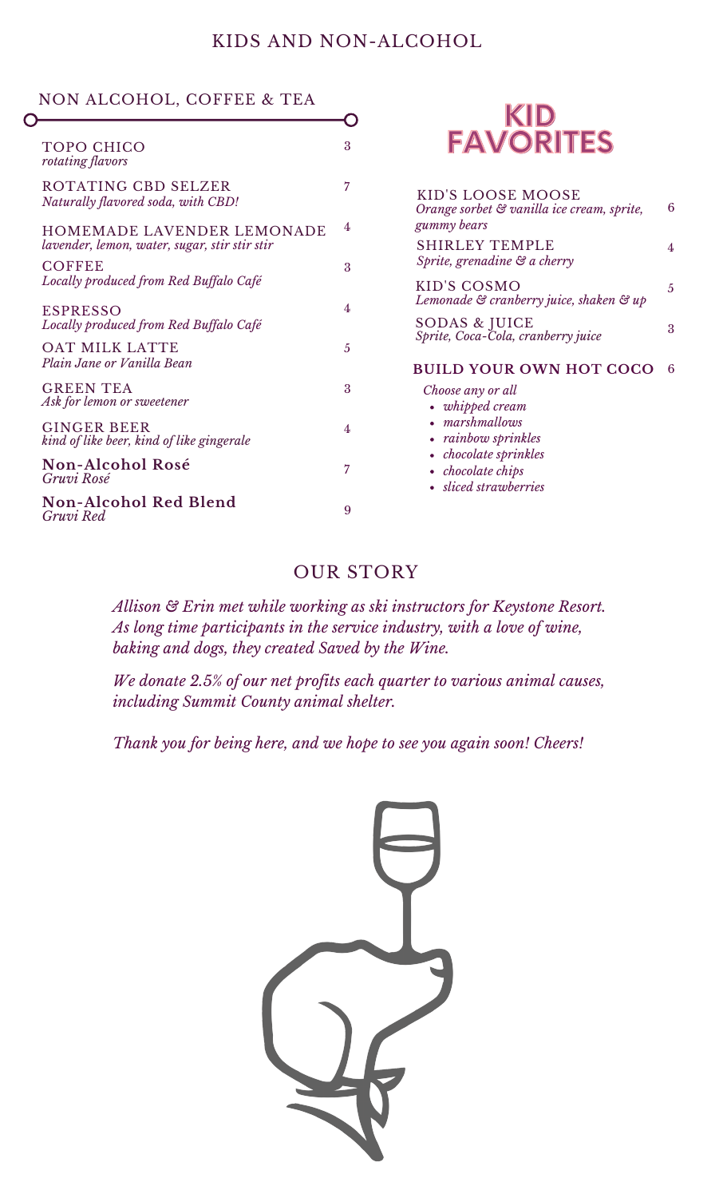# KIDS AND NON-ALCOHOL

## NON ALCOHOL, COFFEE & TEA

| | |
|---|---|
| TOPO CHICO<br>*rotating flavors* | 3 |
| ROTATING CBD SELZER<br>*Naturally flavored soda, with CBD!* | 7 |
| HOMEMADE LAVENDER LEMONADE<br>*lavender, lemon, water, sugar, stir stir stir* | 4 |
| COFFEE<br>*Locally produced from Red Buffalo Café* | 3 |
| ESPRESSO<br>*Locally produced from Red Buffalo Café* | 4 |
| OAT MILK LATTE<br>*Plain Jane or Vanilla Bean* | 5 |
| GREEN TEA<br>*Ask for lemon or sweetener* | 3 |
| GINGER BEER<br>*kind of like beer, kind of like gingerale* | 4 |
| **Non-Alcohol Rosé**<br>*Gruvi Rosé* | 7 |
| **Non-Alcohol Red Blend**<br>*Gruvi Red* | 9 |

## KID FAVORITES

| | |
|---|---|
| KID'S LOOSE MOOSE<br>*Orange sorbet & vanilla ice cream, sprite, gummy bears* | 6 |
| SHIRLEY TEMPLE<br>*Sprite, grenadine & a cherry* | 4 |
| KID'S COSMO<br>*Lemonade & cranberry juice, shaken & up* | 5 |
| SODAS & JUICE<br>*Sprite, Coca-Cola, cranberry juice* | 3 |

**BUILD YOUR OWN HOT COCO** 6

*Choose any or all*

- *whipped cream*
- *marshmallows*
- *rainbow sprinkles*
- *chocolate sprinkles*
- *chocolate chips*
- *sliced strawberries*

## OUR STORY

*Allison & Erin met while working as ski instructors for Keystone Resort. As long time participants in the service industry, with a love of wine, baking and dogs, they created Saved by the Wine.*

*We donate 2.5% of our net profits each quarter to various animal causes, including Summit County animal shelter.*

*Thank you for being here, and we hope to see you again soon! Cheers!*